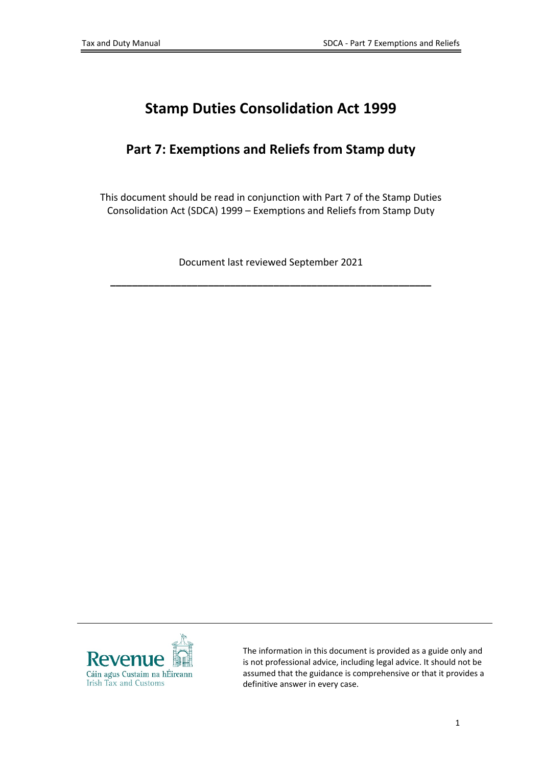# Stamp Duties Consolidation Act 1999

## Part 7: Exemptions and Reliefs from Stamp duty

This document should be read in conjunction with Part 7 of the Stamp Duties Consolidation Act (SDCA) 1999 – Exemptions and Reliefs from Stamp Duty

Document last reviewed September 2021

---

Revenue
Cáin agus Custaim na hÉireann
Irish Tax and Customs

The information in this document is provided as a guide only and is not professional advice, including legal advice. It should not be assumed that the guidance is comprehensive or that it provides a definitive answer in every case.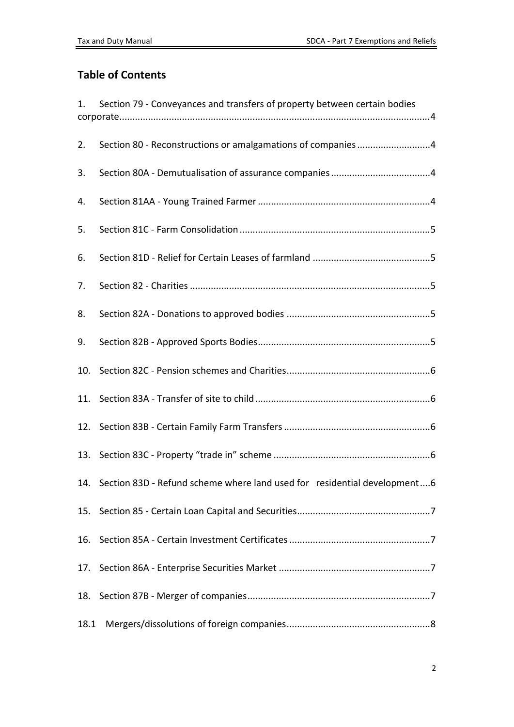## Table of Contents

1. Section 79 - Conveyances and transfers of property between certain bodies corporate....................................................................................................................4

2. Section 80 - Reconstructions or amalgamations of companies ...........................4

3. Section 80A - Demutualisation of assurance companies .....................................4

4. Section 81AA - Young Trained Farmer .................................................................4

5. Section 81C - Farm Consolidation ........................................................................5

6. Section 81D - Relief for Certain Leases of farmland ............................................5

7. Section 82 - Charities ..........................................................................................5

8. Section 82A - Donations to approved bodies ......................................................5

9. Section 82B - Approved Sports Bodies.................................................................5

10. Section 82C - Pension schemes and Charities......................................................6

11. Section 83A - Transfer of site to child ..................................................................6

12. Section 83B - Certain Family Farm Transfers .......................................................6

13. Section 83C - Property "trade in" scheme ...........................................................6

14. Section 83D - Refund scheme where land used for residential development....6

15. Section 85 - Certain Loan Capital and Securities..................................................7

16. Section 85A - Certain Investment Certificates .....................................................7

17. Section 86A - Enterprise Securities Market .........................................................7

18. Section 87B - Merger of companies.....................................................................7

18.1 Mergers/dissolutions of foreign companies......................................................8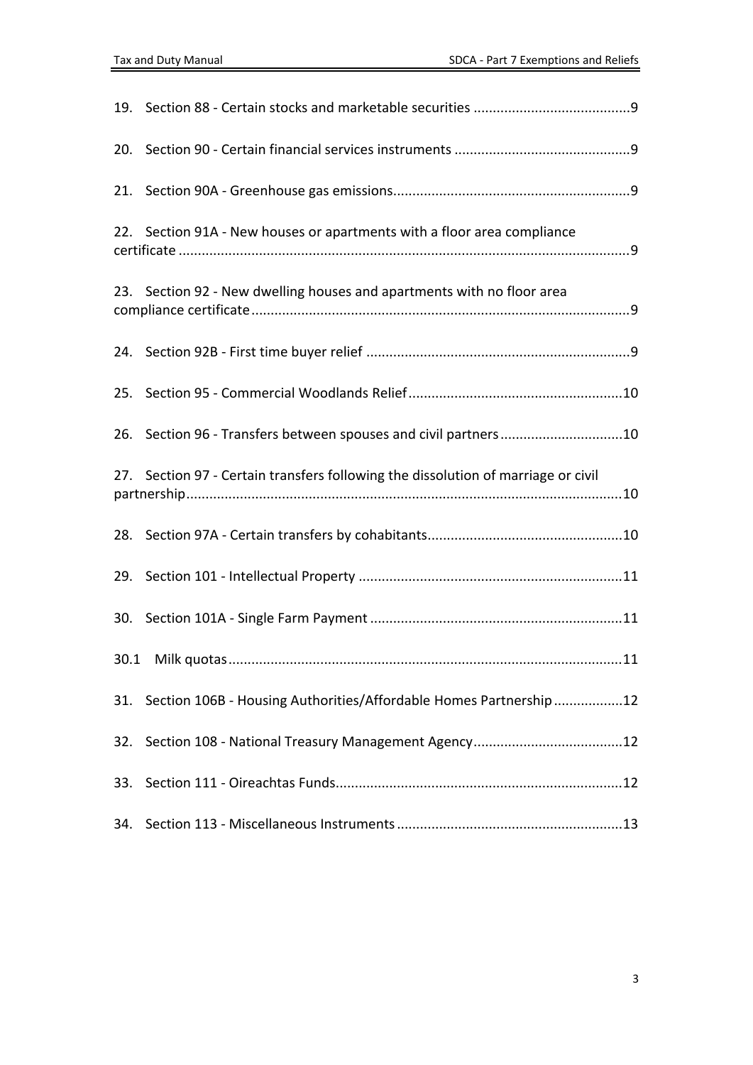19. Section 88 - Certain stocks and marketable securities ........................................9

20. Section 90 - Certain financial services instruments .............................................9

21. Section 90A - Greenhouse gas emissions.............................................................9

22. Section 91A - New houses or apartments with a floor area compliance certificate ....................................................................................................................9

23. Section 92 - New dwelling houses and apartments with no floor area compliance certificate.................................................................................................9

24. Section 92B - First time buyer relief ....................................................................9

25. Section 95 - Commercial Woodlands Relief.......................................................10

26. Section 96 - Transfers between spouses and civil partners................................10

27. Section 97 - Certain transfers following the dissolution of marriage or civil partnership.................................................................................................................10

28. Section 97A - Certain transfers by cohabitants..................................................10

29. Section 101 - Intellectual Property ....................................................................11

30. Section 101A - Single Farm Payment ................................................................11

30.1 Milk quotas.....................................................................................................11

31. Section 106B - Housing Authorities/Affordable Homes Partnership .................12

32. Section 108 - National Treasury Management Agency.......................................12

33. Section 111 - Oireachtas Funds..........................................................................12

34. Section 113 - Miscellaneous Instruments ..........................................................13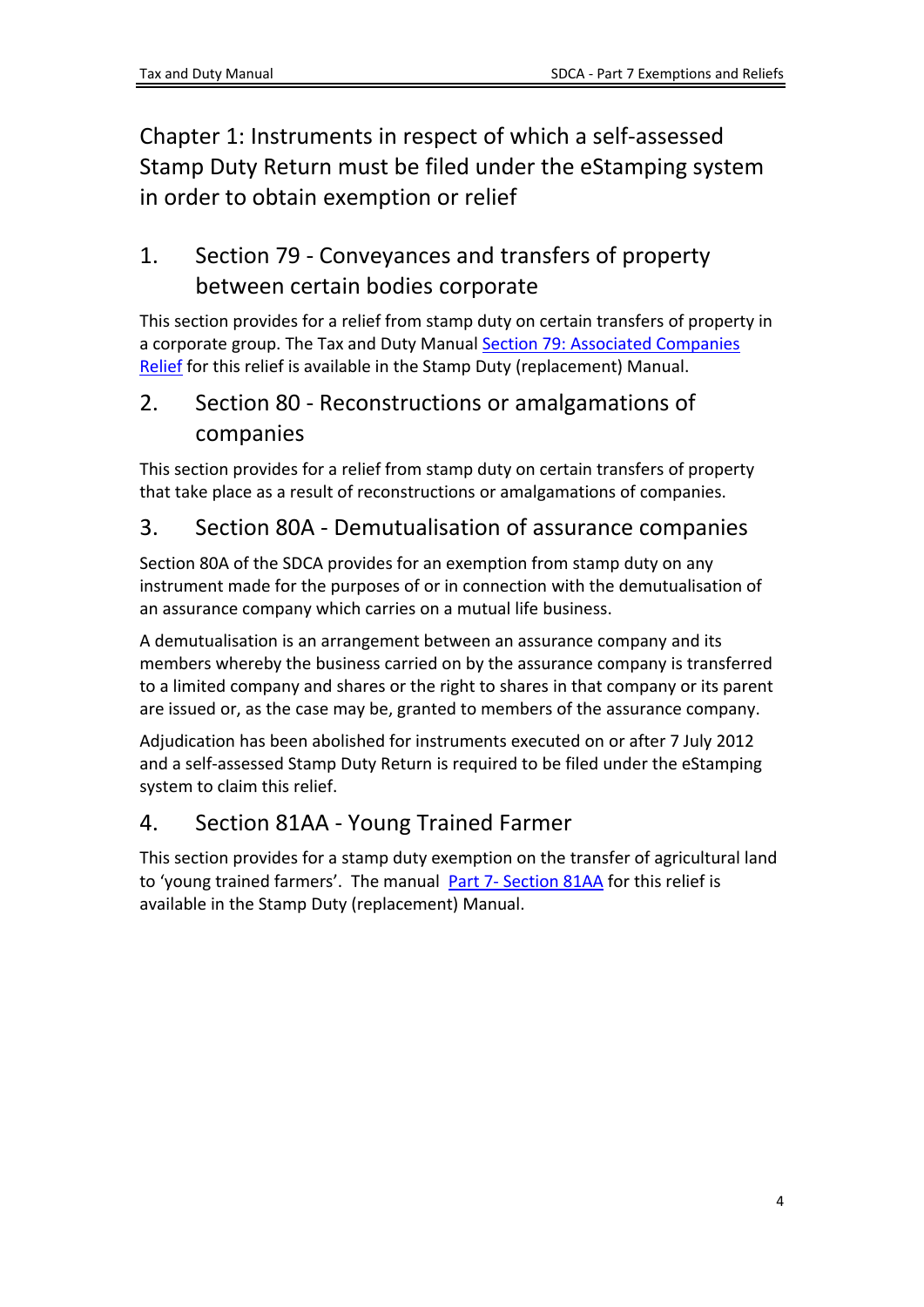# Chapter 1: Instruments in respect of which a self-assessed Stamp Duty Return must be filed under the eStamping system in order to obtain exemption or relief

## 1. Section 79 - Conveyances and transfers of property between certain bodies corporate

This section provides for a relief from stamp duty on certain transfers of property in a corporate group. The Tax and Duty Manual [Section 79: Associated Companies Relief] for this relief is available in the Stamp Duty (replacement) Manual.

## 2. Section 80 - Reconstructions or amalgamations of companies

This section provides for a relief from stamp duty on certain transfers of property that take place as a result of reconstructions or amalgamations of companies.

## 3. Section 80A - Demutualisation of assurance companies

Section 80A of the SDCA provides for an exemption from stamp duty on any instrument made for the purposes of or in connection with the demutualisation of an assurance company which carries on a mutual life business.

A demutualisation is an arrangement between an assurance company and its members whereby the business carried on by the assurance company is transferred to a limited company and shares or the right to shares in that company or its parent are issued or, as the case may be, granted to members of the assurance company.

Adjudication has been abolished for instruments executed on or after 7 July 2012 and a self-assessed Stamp Duty Return is required to be filed under the eStamping system to claim this relief.

## 4. Section 81AA - Young Trained Farmer

This section provides for a stamp duty exemption on the transfer of agricultural land to 'young trained farmers'. The manual [Part 7- Section 81AA] for this relief is available in the Stamp Duty (replacement) Manual.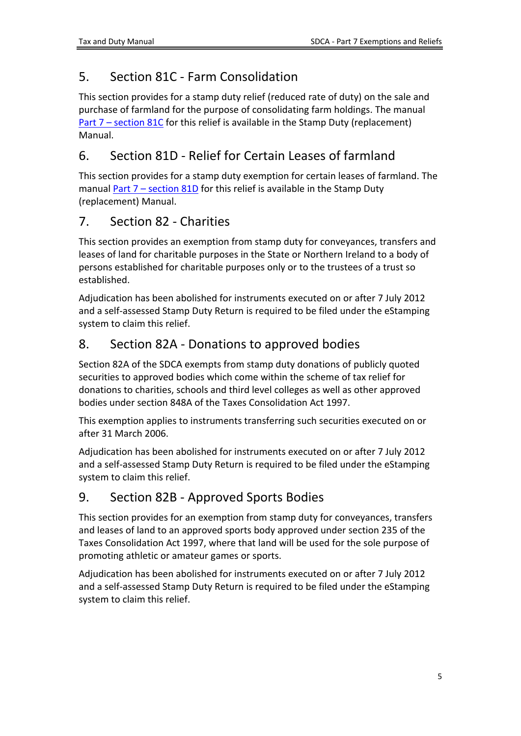## 5. Section 81C - Farm Consolidation

This section provides for a stamp duty relief (reduced rate of duty) on the sale and purchase of farmland for the purpose of consolidating farm holdings. The manual Part 7 – section 81C for this relief is available in the Stamp Duty (replacement) Manual.

## 6. Section 81D - Relief for Certain Leases of farmland

This section provides for a stamp duty exemption for certain leases of farmland. The manual Part 7 – section 81D for this relief is available in the Stamp Duty (replacement) Manual.

## 7. Section 82 - Charities

This section provides an exemption from stamp duty for conveyances, transfers and leases of land for charitable purposes in the State or Northern Ireland to a body of persons established for charitable purposes only or to the trustees of a trust so established.

Adjudication has been abolished for instruments executed on or after 7 July 2012 and a self-assessed Stamp Duty Return is required to be filed under the eStamping system to claim this relief.

## 8. Section 82A - Donations to approved bodies

Section 82A of the SDCA exempts from stamp duty donations of publicly quoted securities to approved bodies which come within the scheme of tax relief for donations to charities, schools and third level colleges as well as other approved bodies under section 848A of the Taxes Consolidation Act 1997.

This exemption applies to instruments transferring such securities executed on or after 31 March 2006.

Adjudication has been abolished for instruments executed on or after 7 July 2012 and a self-assessed Stamp Duty Return is required to be filed under the eStamping system to claim this relief.

## 9. Section 82B - Approved Sports Bodies

This section provides for an exemption from stamp duty for conveyances, transfers and leases of land to an approved sports body approved under section 235 of the Taxes Consolidation Act 1997, where that land will be used for the sole purpose of promoting athletic or amateur games or sports.

Adjudication has been abolished for instruments executed on or after 7 July 2012 and a self-assessed Stamp Duty Return is required to be filed under the eStamping system to claim this relief.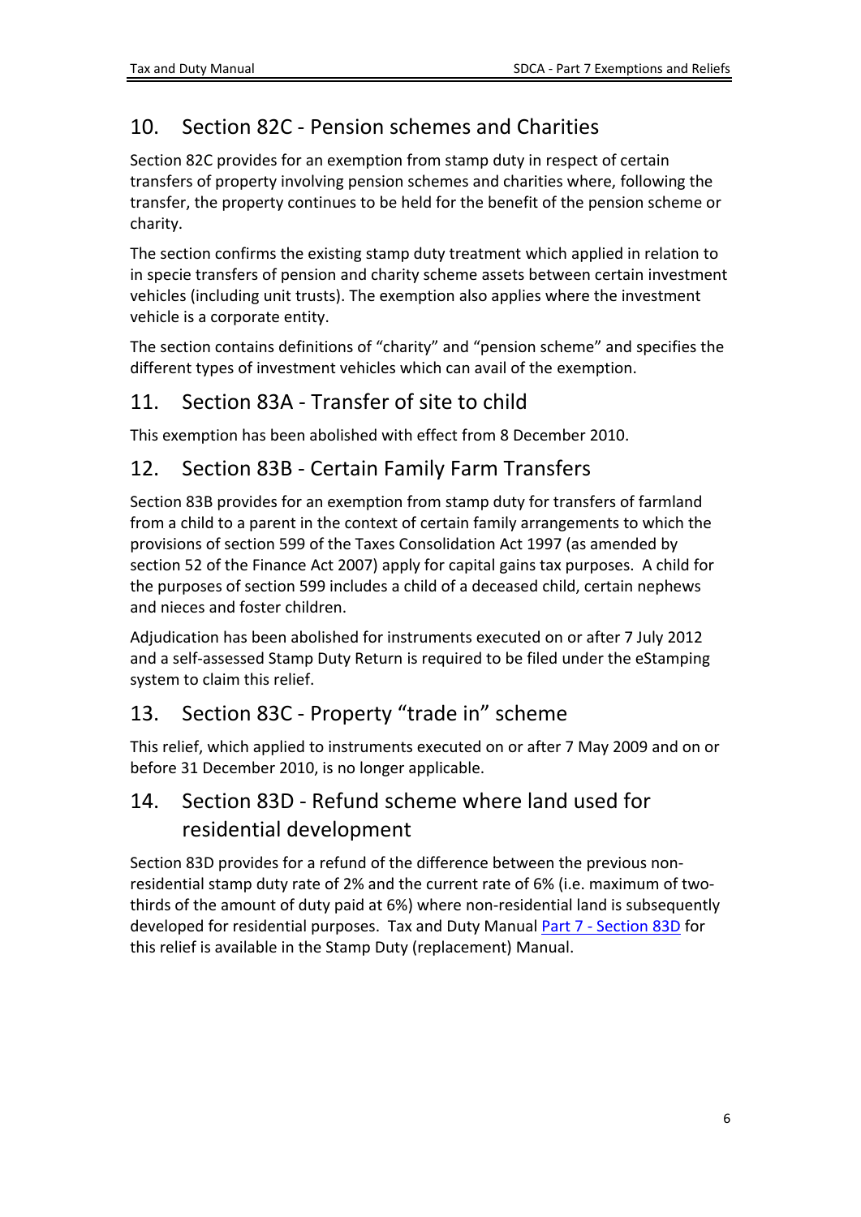## 10. Section 82C - Pension schemes and Charities

Section 82C provides for an exemption from stamp duty in respect of certain transfers of property involving pension schemes and charities where, following the transfer, the property continues to be held for the benefit of the pension scheme or charity.

The section confirms the existing stamp duty treatment which applied in relation to in specie transfers of pension and charity scheme assets between certain investment vehicles (including unit trusts). The exemption also applies where the investment vehicle is a corporate entity.

The section contains definitions of "charity" and "pension scheme" and specifies the different types of investment vehicles which can avail of the exemption.

## 11. Section 83A - Transfer of site to child

This exemption has been abolished with effect from 8 December 2010.

## 12. Section 83B - Certain Family Farm Transfers

Section 83B provides for an exemption from stamp duty for transfers of farmland from a child to a parent in the context of certain family arrangements to which the provisions of section 599 of the Taxes Consolidation Act 1997 (as amended by section 52 of the Finance Act 2007) apply for capital gains tax purposes. A child for the purposes of section 599 includes a child of a deceased child, certain nephews and nieces and foster children.

Adjudication has been abolished for instruments executed on or after 7 July 2012 and a self-assessed Stamp Duty Return is required to be filed under the eStamping system to claim this relief.

## 13. Section 83C - Property "trade in" scheme

This relief, which applied to instruments executed on or after 7 May 2009 and on or before 31 December 2010, is no longer applicable.

## 14. Section 83D - Refund scheme where land used for residential development

Section 83D provides for a refund of the difference between the previous non-residential stamp duty rate of 2% and the current rate of 6% (i.e. maximum of two-thirds of the amount of duty paid at 6%) where non-residential land is subsequently developed for residential purposes. Tax and Duty Manual Part 7 - Section 83D for this relief is available in the Stamp Duty (replacement) Manual.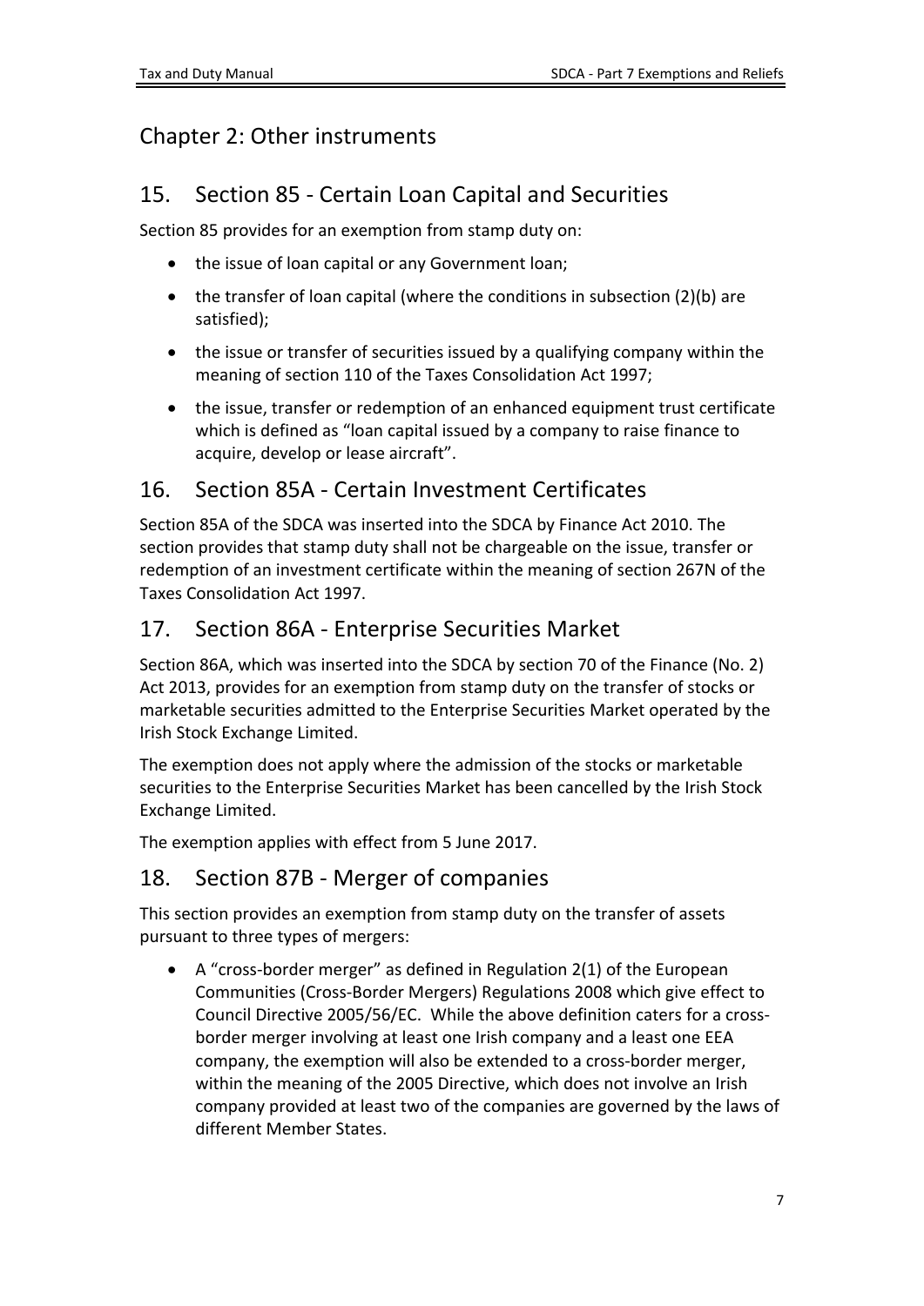# Chapter 2: Other instruments

## 15. Section 85 - Certain Loan Capital and Securities

Section 85 provides for an exemption from stamp duty on:

- the issue of loan capital or any Government loan;
- the transfer of loan capital (where the conditions in subsection (2)(b) are satisfied);
- the issue or transfer of securities issued by a qualifying company within the meaning of section 110 of the Taxes Consolidation Act 1997;
- the issue, transfer or redemption of an enhanced equipment trust certificate which is defined as "loan capital issued by a company to raise finance to acquire, develop or lease aircraft".

## 16. Section 85A - Certain Investment Certificates

Section 85A of the SDCA was inserted into the SDCA by Finance Act 2010. The section provides that stamp duty shall not be chargeable on the issue, transfer or redemption of an investment certificate within the meaning of section 267N of the Taxes Consolidation Act 1997.

## 17. Section 86A - Enterprise Securities Market

Section 86A, which was inserted into the SDCA by section 70 of the Finance (No. 2) Act 2013, provides for an exemption from stamp duty on the transfer of stocks or marketable securities admitted to the Enterprise Securities Market operated by the Irish Stock Exchange Limited.

The exemption does not apply where the admission of the stocks or marketable securities to the Enterprise Securities Market has been cancelled by the Irish Stock Exchange Limited.

The exemption applies with effect from 5 June 2017.

## 18. Section 87B - Merger of companies

This section provides an exemption from stamp duty on the transfer of assets pursuant to three types of mergers:

- A "cross-border merger" as defined in Regulation 2(1) of the European Communities (Cross-Border Mergers) Regulations 2008 which give effect to Council Directive 2005/56/EC. While the above definition caters for a cross-border merger involving at least one Irish company and a least one EEA company, the exemption will also be extended to a cross-border merger, within the meaning of the 2005 Directive, which does not involve an Irish company provided at least two of the companies are governed by the laws of different Member States.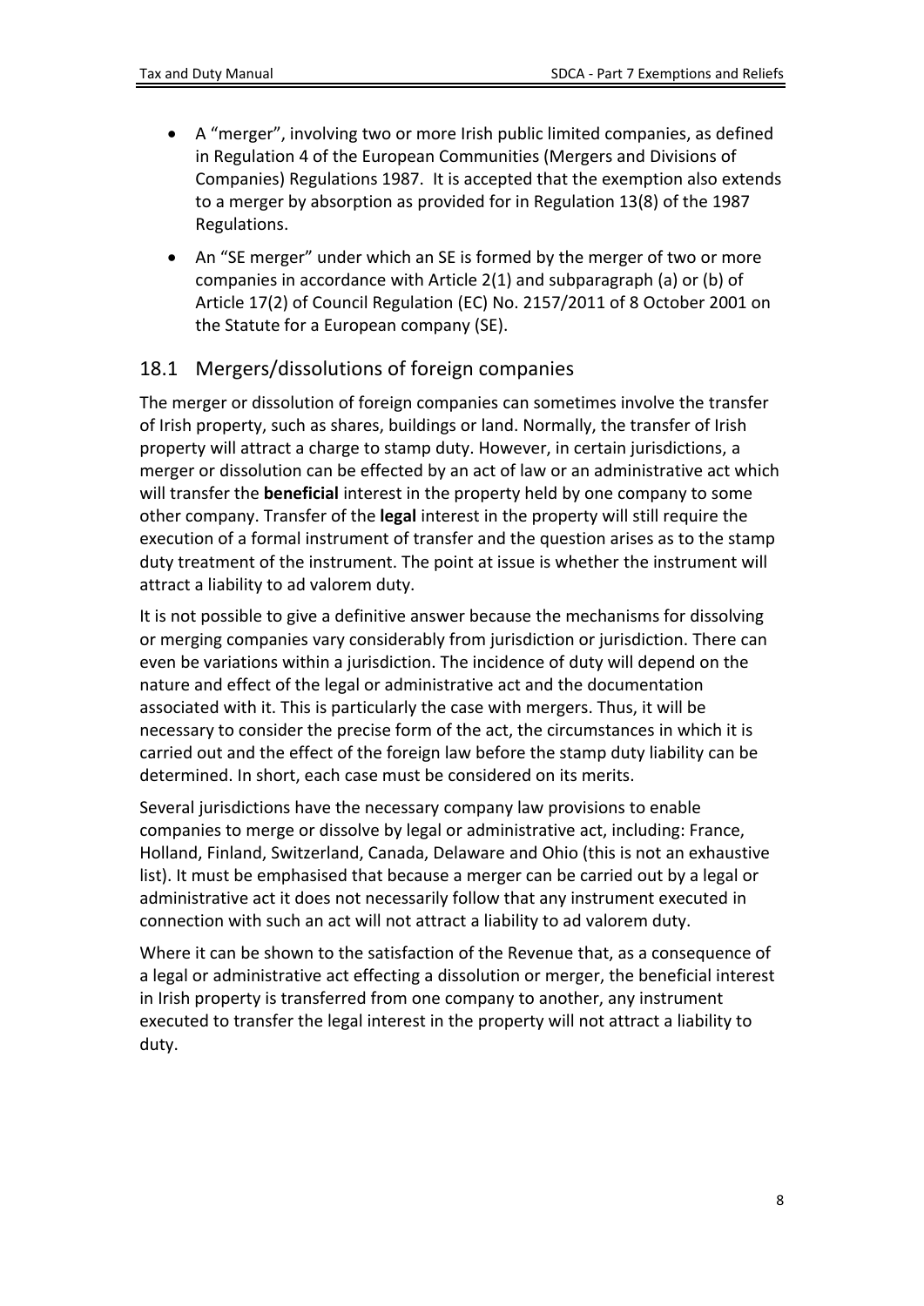- A "merger", involving two or more Irish public limited companies, as defined in Regulation 4 of the European Communities (Mergers and Divisions of Companies) Regulations 1987. It is accepted that the exemption also extends to a merger by absorption as provided for in Regulation 13(8) of the 1987 Regulations.
- An "SE merger" under which an SE is formed by the merger of two or more companies in accordance with Article 2(1) and subparagraph (a) or (b) of Article 17(2) of Council Regulation (EC) No. 2157/2011 of 8 October 2001 on the Statute for a European company (SE).

## 18.1 Mergers/dissolutions of foreign companies

The merger or dissolution of foreign companies can sometimes involve the transfer of Irish property, such as shares, buildings or land. Normally, the transfer of Irish property will attract a charge to stamp duty. However, in certain jurisdictions, a merger or dissolution can be effected by an act of law or an administrative act which will transfer the **beneficial** interest in the property held by one company to some other company. Transfer of the **legal** interest in the property will still require the execution of a formal instrument of transfer and the question arises as to the stamp duty treatment of the instrument. The point at issue is whether the instrument will attract a liability to ad valorem duty.

It is not possible to give a definitive answer because the mechanisms for dissolving or merging companies vary considerably from jurisdiction or jurisdiction. There can even be variations within a jurisdiction. The incidence of duty will depend on the nature and effect of the legal or administrative act and the documentation associated with it. This is particularly the case with mergers. Thus, it will be necessary to consider the precise form of the act, the circumstances in which it is carried out and the effect of the foreign law before the stamp duty liability can be determined. In short, each case must be considered on its merits.

Several jurisdictions have the necessary company law provisions to enable companies to merge or dissolve by legal or administrative act, including: France, Holland, Finland, Switzerland, Canada, Delaware and Ohio (this is not an exhaustive list). It must be emphasised that because a merger can be carried out by a legal or administrative act it does not necessarily follow that any instrument executed in connection with such an act will not attract a liability to ad valorem duty.

Where it can be shown to the satisfaction of the Revenue that, as a consequence of a legal or administrative act effecting a dissolution or merger, the beneficial interest in Irish property is transferred from one company to another, any instrument executed to transfer the legal interest in the property will not attract a liability to duty.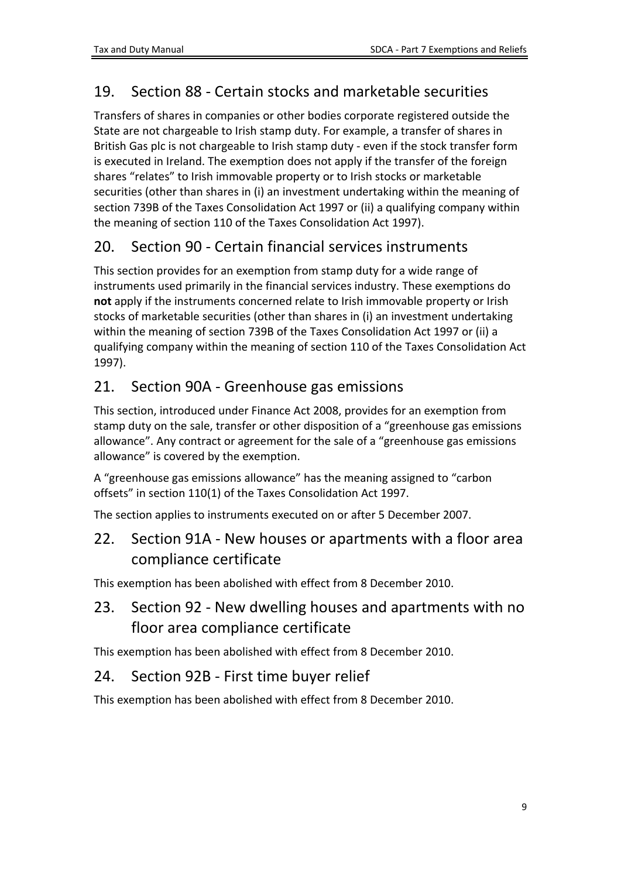## 19. Section 88 - Certain stocks and marketable securities

Transfers of shares in companies or other bodies corporate registered outside the State are not chargeable to Irish stamp duty. For example, a transfer of shares in British Gas plc is not chargeable to Irish stamp duty - even if the stock transfer form is executed in Ireland. The exemption does not apply if the transfer of the foreign shares "relates" to Irish immovable property or to Irish stocks or marketable securities (other than shares in (i) an investment undertaking within the meaning of section 739B of the Taxes Consolidation Act 1997 or (ii) a qualifying company within the meaning of section 110 of the Taxes Consolidation Act 1997).

## 20. Section 90 - Certain financial services instruments

This section provides for an exemption from stamp duty for a wide range of instruments used primarily in the financial services industry. These exemptions do **not** apply if the instruments concerned relate to Irish immovable property or Irish stocks of marketable securities (other than shares in (i) an investment undertaking within the meaning of section 739B of the Taxes Consolidation Act 1997 or (ii) a qualifying company within the meaning of section 110 of the Taxes Consolidation Act 1997).

## 21. Section 90A - Greenhouse gas emissions

This section, introduced under Finance Act 2008, provides for an exemption from stamp duty on the sale, transfer or other disposition of a "greenhouse gas emissions allowance". Any contract or agreement for the sale of a "greenhouse gas emissions allowance" is covered by the exemption.

A "greenhouse gas emissions allowance" has the meaning assigned to "carbon offsets" in section 110(1) of the Taxes Consolidation Act 1997.

The section applies to instruments executed on or after 5 December 2007.

## 22. Section 91A - New houses or apartments with a floor area compliance certificate

This exemption has been abolished with effect from 8 December 2010.

## 23. Section 92 - New dwelling houses and apartments with no floor area compliance certificate

This exemption has been abolished with effect from 8 December 2010.

## 24. Section 92B - First time buyer relief

This exemption has been abolished with effect from 8 December 2010.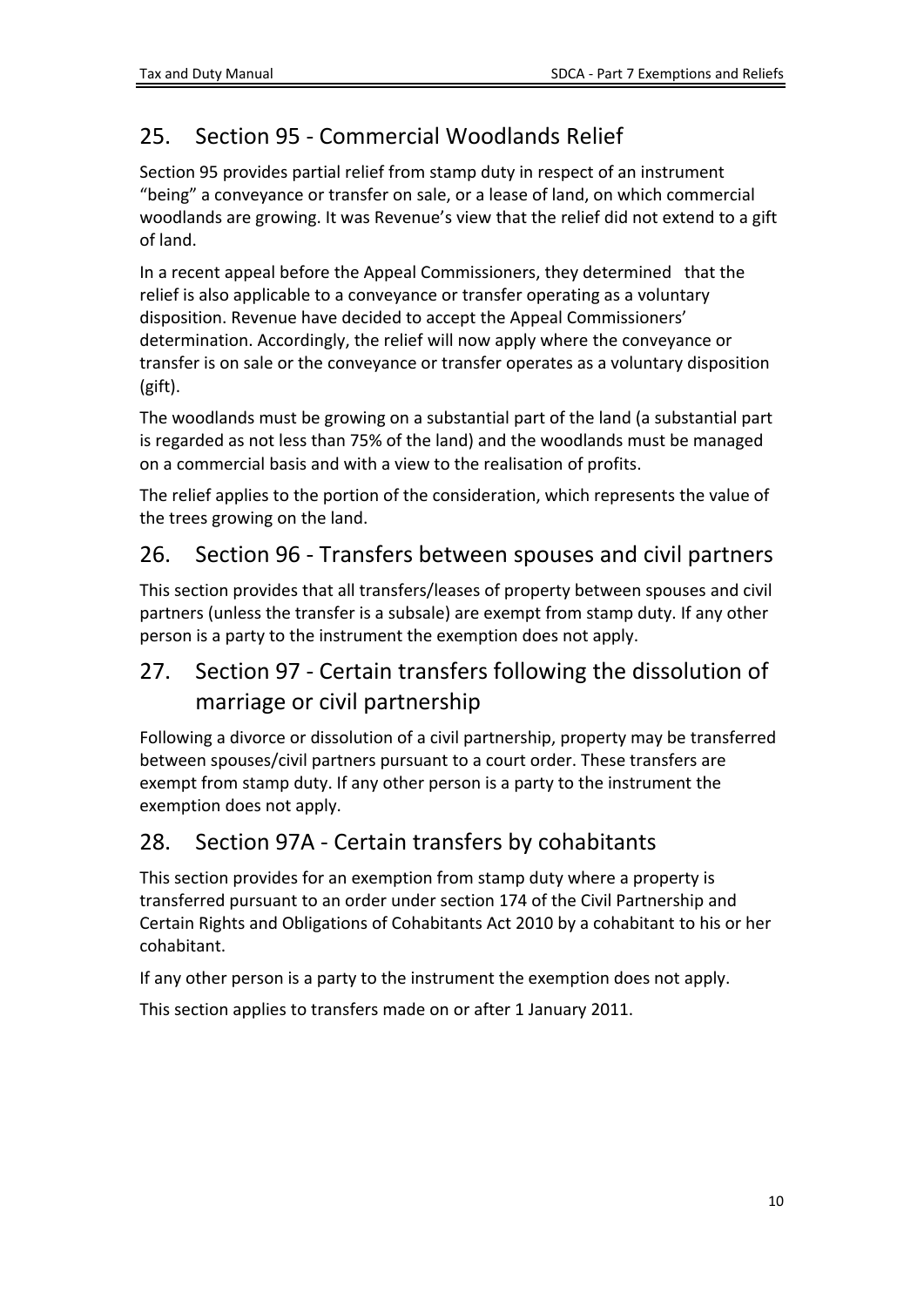## 25. Section 95 - Commercial Woodlands Relief

Section 95 provides partial relief from stamp duty in respect of an instrument "being" a conveyance or transfer on sale, or a lease of land, on which commercial woodlands are growing. It was Revenue's view that the relief did not extend to a gift of land.

In a recent appeal before the Appeal Commissioners, they determined that the relief is also applicable to a conveyance or transfer operating as a voluntary disposition. Revenue have decided to accept the Appeal Commissioners' determination. Accordingly, the relief will now apply where the conveyance or transfer is on sale or the conveyance or transfer operates as a voluntary disposition (gift).

The woodlands must be growing on a substantial part of the land (a substantial part is regarded as not less than 75% of the land) and the woodlands must be managed on a commercial basis and with a view to the realisation of profits.

The relief applies to the portion of the consideration, which represents the value of the trees growing on the land.

## 26. Section 96 - Transfers between spouses and civil partners

This section provides that all transfers/leases of property between spouses and civil partners (unless the transfer is a subsale) are exempt from stamp duty. If any other person is a party to the instrument the exemption does not apply.

## 27. Section 97 - Certain transfers following the dissolution of marriage or civil partnership

Following a divorce or dissolution of a civil partnership, property may be transferred between spouses/civil partners pursuant to a court order. These transfers are exempt from stamp duty. If any other person is a party to the instrument the exemption does not apply.

## 28. Section 97A - Certain transfers by cohabitants

This section provides for an exemption from stamp duty where a property is transferred pursuant to an order under section 174 of the Civil Partnership and Certain Rights and Obligations of Cohabitants Act 2010 by a cohabitant to his or her cohabitant.

If any other person is a party to the instrument the exemption does not apply.

This section applies to transfers made on or after 1 January 2011.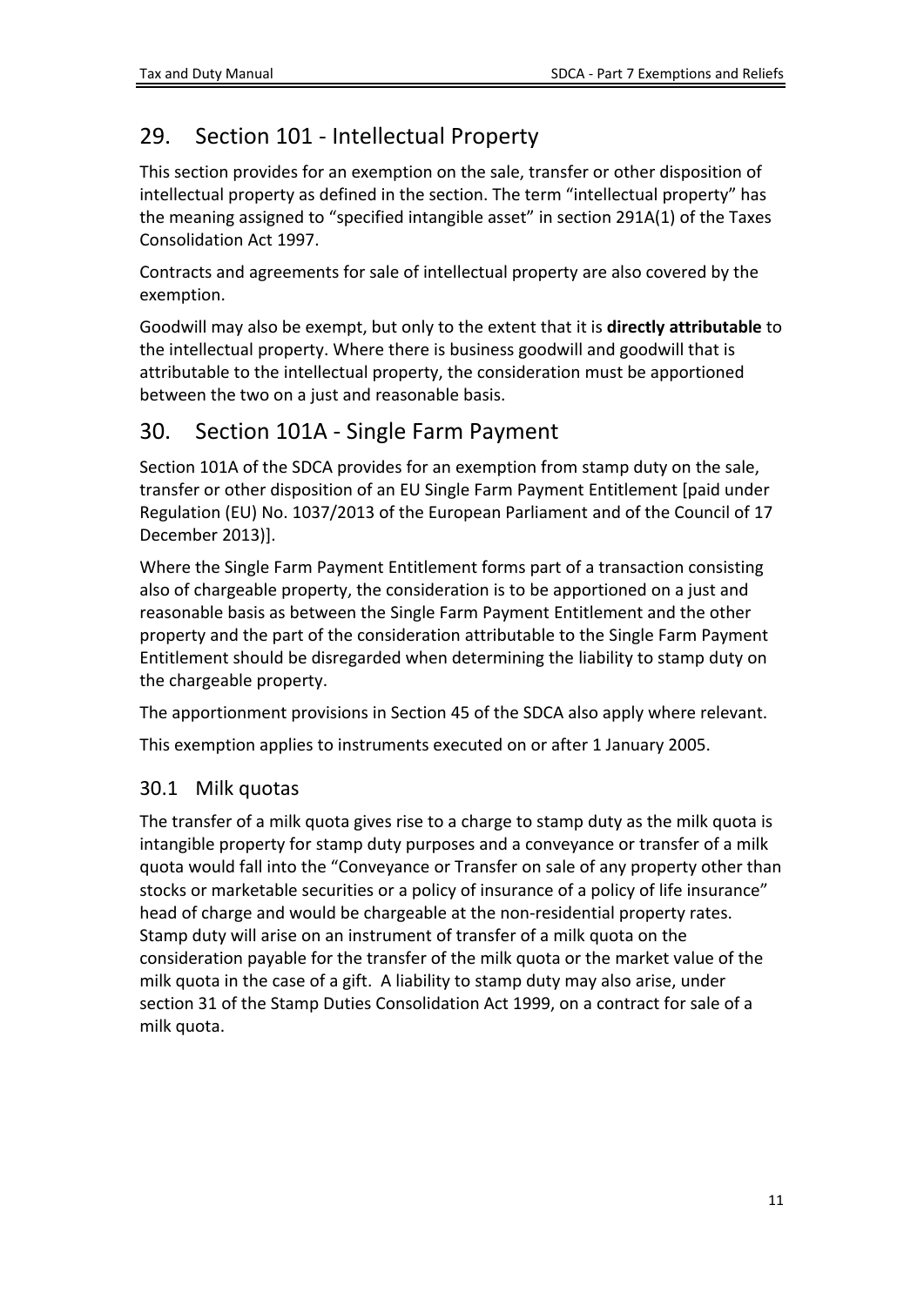## 29. Section 101 - Intellectual Property

This section provides for an exemption on the sale, transfer or other disposition of intellectual property as defined in the section. The term "intellectual property" has the meaning assigned to "specified intangible asset" in section 291A(1) of the Taxes Consolidation Act 1997.

Contracts and agreements for sale of intellectual property are also covered by the exemption.

Goodwill may also be exempt, but only to the extent that it is **directly attributable** to the intellectual property. Where there is business goodwill and goodwill that is attributable to the intellectual property, the consideration must be apportioned between the two on a just and reasonable basis.

## 30. Section 101A - Single Farm Payment

Section 101A of the SDCA provides for an exemption from stamp duty on the sale, transfer or other disposition of an EU Single Farm Payment Entitlement [paid under Regulation (EU) No. 1037/2013 of the European Parliament and of the Council of 17 December 2013)].

Where the Single Farm Payment Entitlement forms part of a transaction consisting also of chargeable property, the consideration is to be apportioned on a just and reasonable basis as between the Single Farm Payment Entitlement and the other property and the part of the consideration attributable to the Single Farm Payment Entitlement should be disregarded when determining the liability to stamp duty on the chargeable property.

The apportionment provisions in Section 45 of the SDCA also apply where relevant.

This exemption applies to instruments executed on or after 1 January 2005.

### 30.1 Milk quotas

The transfer of a milk quota gives rise to a charge to stamp duty as the milk quota is intangible property for stamp duty purposes and a conveyance or transfer of a milk quota would fall into the "Conveyance or Transfer on sale of any property other than stocks or marketable securities or a policy of insurance of a policy of life insurance" head of charge and would be chargeable at the non-residential property rates. Stamp duty will arise on an instrument of transfer of a milk quota on the consideration payable for the transfer of the milk quota or the market value of the milk quota in the case of a gift. A liability to stamp duty may also arise, under section 31 of the Stamp Duties Consolidation Act 1999, on a contract for sale of a milk quota.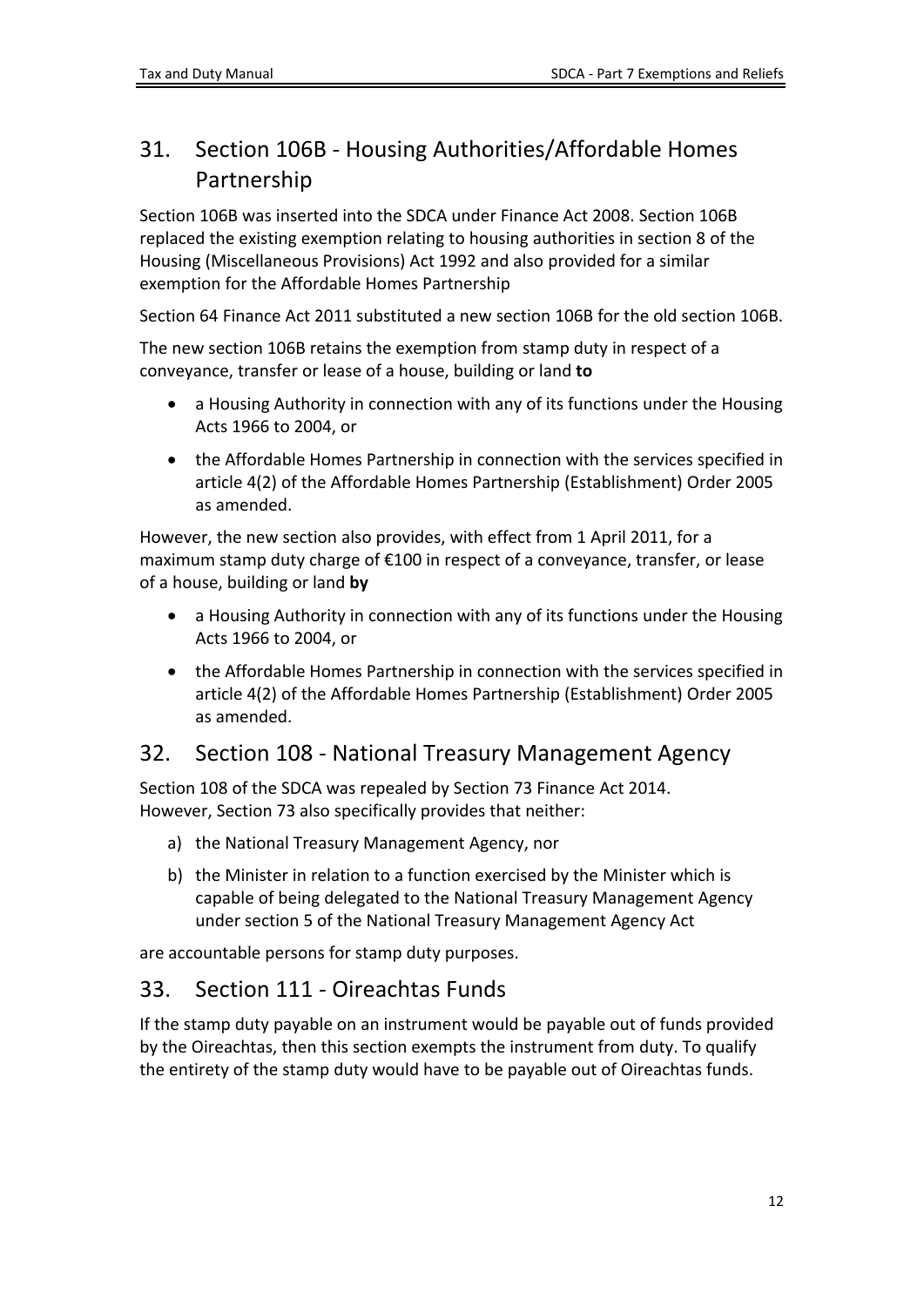## 31. Section 106B - Housing Authorities/Affordable Homes Partnership

Section 106B was inserted into the SDCA under Finance Act 2008. Section 106B replaced the existing exemption relating to housing authorities in section 8 of the Housing (Miscellaneous Provisions) Act 1992 and also provided for a similar exemption for the Affordable Homes Partnership

Section 64 Finance Act 2011 substituted a new section 106B for the old section 106B.

The new section 106B retains the exemption from stamp duty in respect of a conveyance, transfer or lease of a house, building or land **to**

- a Housing Authority in connection with any of its functions under the Housing Acts 1966 to 2004, or
- the Affordable Homes Partnership in connection with the services specified in article 4(2) of the Affordable Homes Partnership (Establishment) Order 2005 as amended.

However, the new section also provides, with effect from 1 April 2011, for a maximum stamp duty charge of €100 in respect of a conveyance, transfer, or lease of a house, building or land **by**

- a Housing Authority in connection with any of its functions under the Housing Acts 1966 to 2004, or
- the Affordable Homes Partnership in connection with the services specified in article 4(2) of the Affordable Homes Partnership (Establishment) Order 2005 as amended.

## 32. Section 108 - National Treasury Management Agency

Section 108 of the SDCA was repealed by Section 73 Finance Act 2014. However, Section 73 also specifically provides that neither:

a) the National Treasury Management Agency, nor
b) the Minister in relation to a function exercised by the Minister which is capable of being delegated to the National Treasury Management Agency under section 5 of the National Treasury Management Agency Act

are accountable persons for stamp duty purposes.

## 33. Section 111 - Oireachtas Funds

If the stamp duty payable on an instrument would be payable out of funds provided by the Oireachtas, then this section exempts the instrument from duty. To qualify the entirety of the stamp duty would have to be payable out of Oireachtas funds.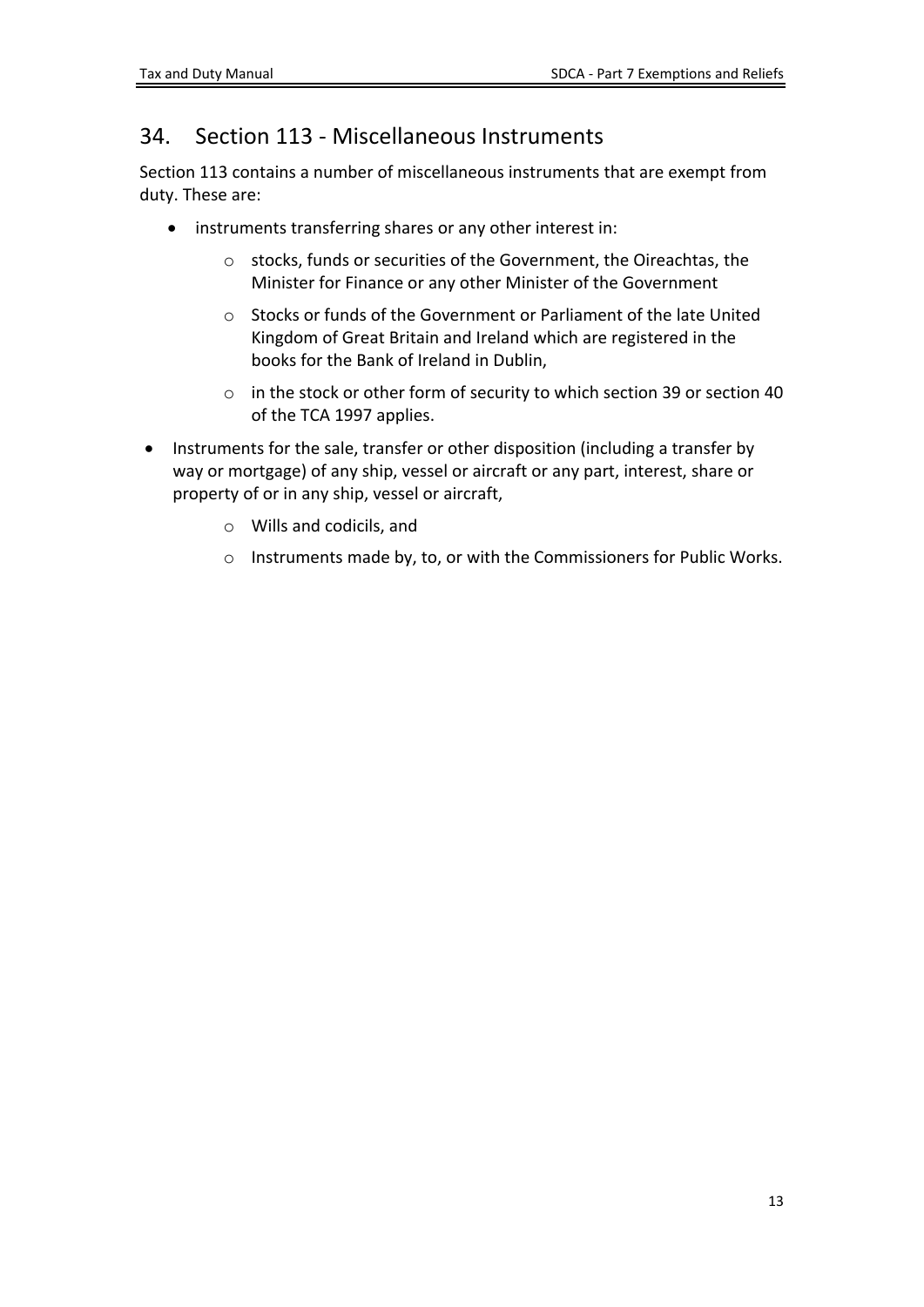## 34. Section 113 - Miscellaneous Instruments

Section 113 contains a number of miscellaneous instruments that are exempt from duty. These are:

- instruments transferring shares or any other interest in:
  - stocks, funds or securities of the Government, the Oireachtas, the Minister for Finance or any other Minister of the Government
  - Stocks or funds of the Government or Parliament of the late United Kingdom of Great Britain and Ireland which are registered in the books for the Bank of Ireland in Dublin,
  - in the stock or other form of security to which section 39 or section 40 of the TCA 1997 applies.
- Instruments for the sale, transfer or other disposition (including a transfer by way or mortgage) of any ship, vessel or aircraft or any part, interest, share or property of or in any ship, vessel or aircraft,
  - Wills and codicils, and
  - Instruments made by, to, or with the Commissioners for Public Works.